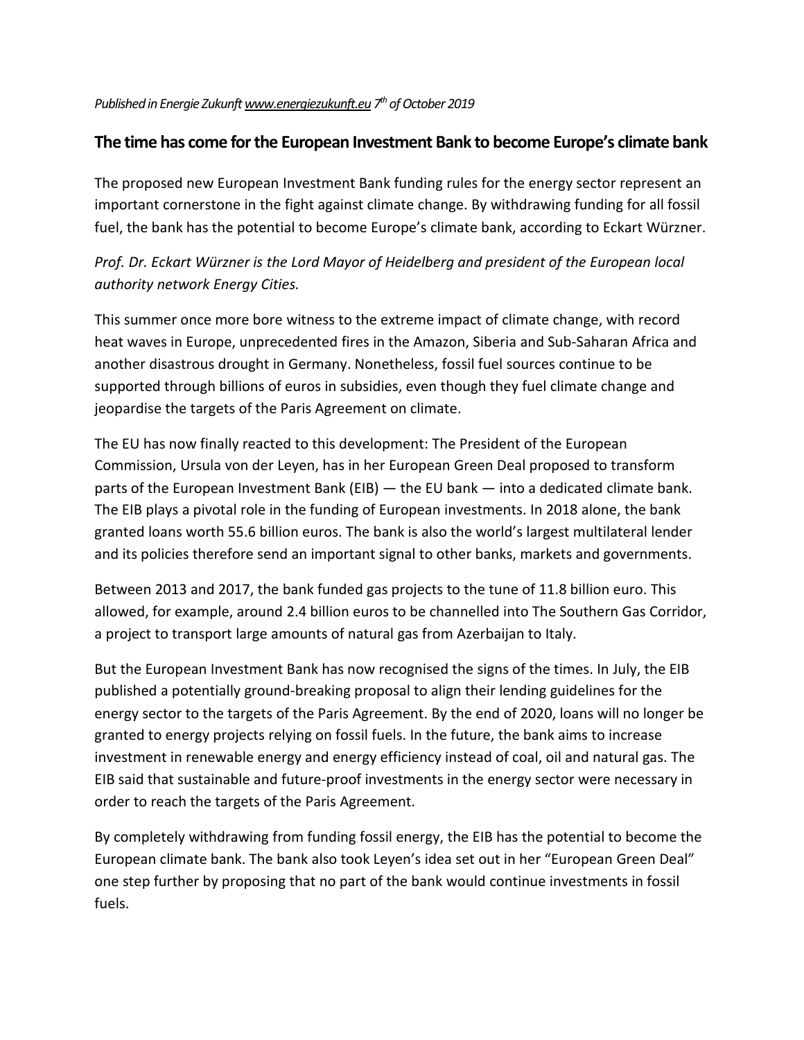*Published in Energie Zukunft www.energiezukunft.eu 7th of October 2019*

## The time has come for the European Investment Bank to become Europe's climate bank

The proposed new European Investment Bank funding rules for the energy sector represent an important cornerstone in the fight against climate change. By withdrawing funding for all fossil fuel, the bank has the potential to become Europe's climate bank, according to Eckart Würzner.

*Prof. Dr. Eckart Würzner is the Lord Mayor of Heidelberg and president of the European local authority network Energy Cities.*

This summer once more bore witness to the extreme impact of climate change, with record heat waves in Europe, unprecedented fires in the Amazon, Siberia and Sub-Saharan Africa and another disastrous drought in Germany. Nonetheless, fossil fuel sources continue to be supported through billions of euros in subsidies, even though they fuel climate change and jeopardise the targets of the Paris Agreement on climate.

The EU has now finally reacted to this development: The President of the European Commission, Ursula von der Leyen, has in her European Green Deal proposed to transform parts of the European Investment Bank (EIB) — the EU bank — into a dedicated climate bank. The EIB plays a pivotal role in the funding of European investments. In 2018 alone, the bank granted loans worth 55.6 billion euros. The bank is also the world's largest multilateral lender and its policies therefore send an important signal to other banks, markets and governments.

Between 2013 and 2017, the bank funded gas projects to the tune of 11.8 billion euro. This allowed, for example, around 2.4 billion euros to be channelled into The Southern Gas Corridor, a project to transport large amounts of natural gas from Azerbaijan to Italy.

But the European Investment Bank has now recognised the signs of the times. In July, the EIB published a potentially ground-breaking proposal to align their lending guidelines for the energy sector to the targets of the Paris Agreement. By the end of 2020, loans will no longer be granted to energy projects relying on fossil fuels. In the future, the bank aims to increase investment in renewable energy and energy efficiency instead of coal, oil and natural gas. The EIB said that sustainable and future-proof investments in the energy sector were necessary in order to reach the targets of the Paris Agreement.

By completely withdrawing from funding fossil energy, the EIB has the potential to become the European climate bank. The bank also took Leyen's idea set out in her "European Green Deal" one step further by proposing that no part of the bank would continue investments in fossil fuels.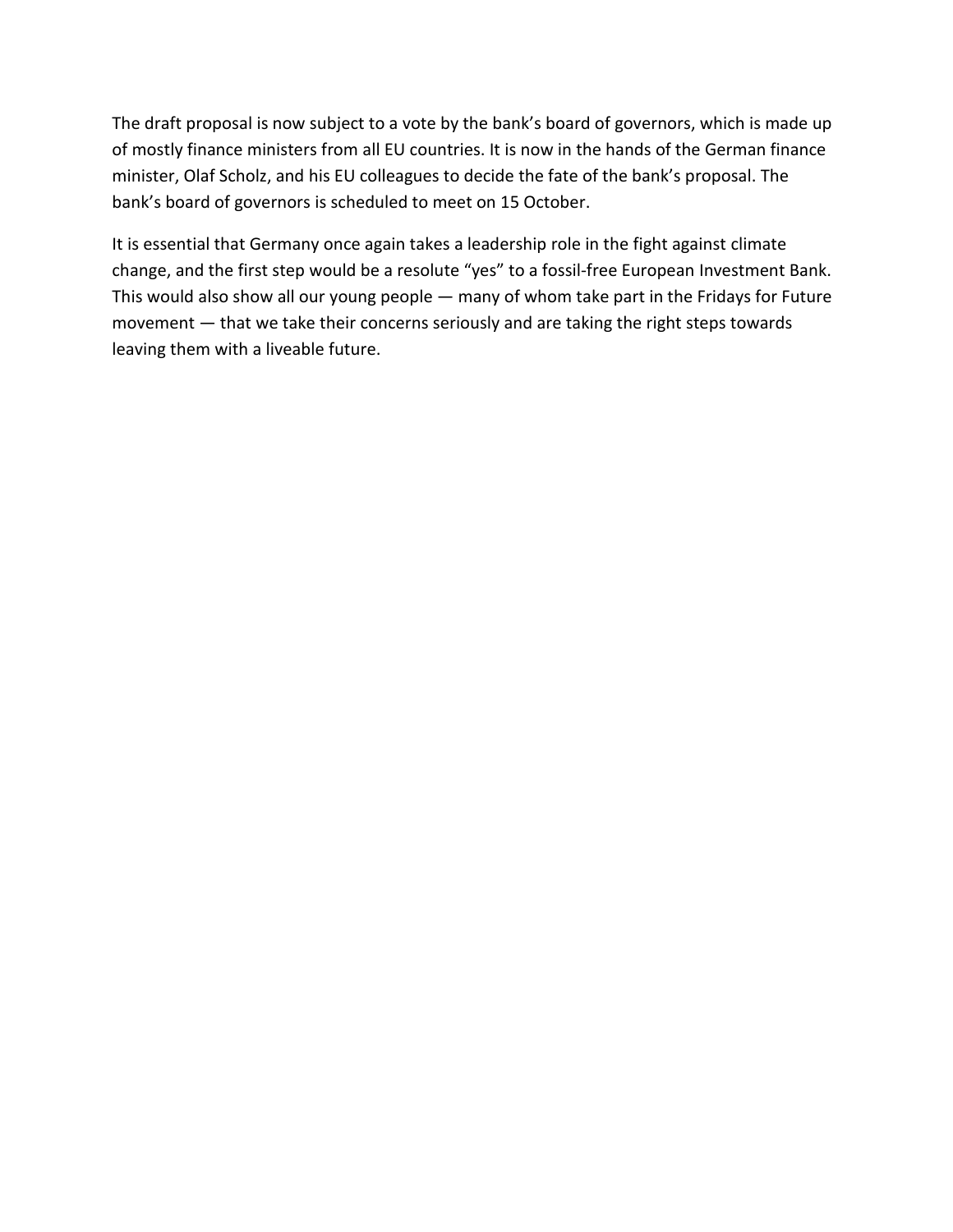The draft proposal is now subject to a vote by the bank's board of governors, which is made up of mostly finance ministers from all EU countries. It is now in the hands of the German finance minister, Olaf Scholz, and his EU colleagues to decide the fate of the bank's proposal. The bank's board of governors is scheduled to meet on 15 October.

It is essential that Germany once again takes a leadership role in the fight against climate change, and the first step would be a resolute "yes" to a fossil-free European Investment Bank. This would also show all our young people — many of whom take part in the Fridays for Future movement — that we take their concerns seriously and are taking the right steps towards leaving them with a liveable future.